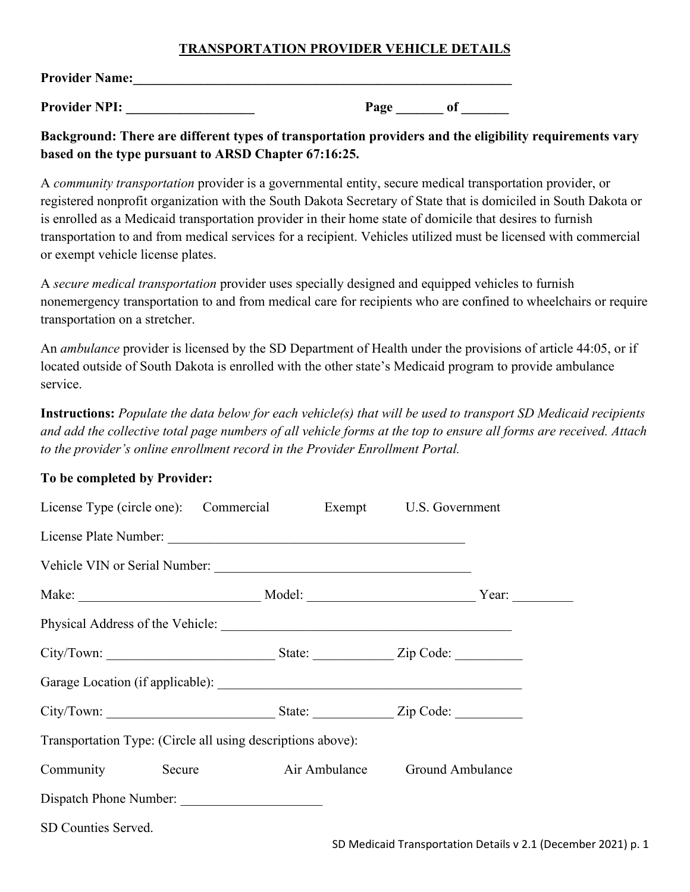# TRANSPORTATION PROVIDER VEHICLE DETAILS

**Provider Name:**\_\_\_\_\_\_\_\_\_\_\_\_\_\_\_\_\_\_\_\_\_\_\_\_\_\_\_\_\_\_\_\_\_\_\_\_\_\_\_\_\_\_\_\_\_\_\_\_\_\_\_\_\_\_\_\_\_\_\_\_

**Provider NPI:** \_\_\_\_\_\_\_\_\_\_\_\_\_\_\_\_\_\_\_ **Page** \_\_\_\_\_\_\_ **of** \_\_\_\_\_\_\_

**Background: There are different types of transportation providers and the eligibility requirements vary based on the type pursuant to ARSD Chapter 67:16:25.**

A *community transportation* provider is a governmental entity, secure medical transportation provider, or registered nonprofit organization with the South Dakota Secretary of State that is domiciled in South Dakota or is enrolled as a Medicaid transportation provider in their home state of domicile that desires to furnish transportation to and from medical services for a recipient. Vehicles utilized must be licensed with commercial or exempt vehicle license plates.

A *secure medical transportation* provider uses specially designed and equipped vehicles to furnish nonemergency transportation to and from medical care for recipients who are confined to wheelchairs or require transportation on a stretcher.

An *ambulance* provider is licensed by the SD Department of Health under the provisions of article 44:05, or if located outside of South Dakota is enrolled with the other state's Medicaid program to provide ambulance service.

**Instructions:** *Populate the data below for each vehicle(s) that will be used to transport SD Medicaid recipients and add the collective total page numbers of all vehicle forms at the top to ensure all forms are received. Attach to the provider's online enrollment record in the Provider Enrollment Portal.*

**To be completed by Provider:**

License Type (circle one): Commercial Exempt U.S. Government

License Plate Number: \_\_\_\_\_\_\_\_\_\_\_\_\_\_\_\_\_\_\_\_\_\_\_\_\_\_\_\_\_\_\_\_\_\_\_\_\_\_\_\_\_\_\_\_\_

Vehicle VIN or Serial Number: \_\_\_\_\_\_\_\_\_\_\_\_\_\_\_\_\_\_\_\_\_\_\_\_\_\_\_\_\_\_\_\_\_\_\_\_\_\_\_

Make: \_\_\_\_\_\_\_\_\_\_\_\_\_\_\_\_\_\_\_\_\_\_\_\_\_\_\_ Model: \_\_\_\_\_\_\_\_\_\_\_\_\_\_\_\_\_\_\_\_\_\_\_\_\_ Year: \_\_\_\_\_\_\_\_\_

Physical Address of the Vehicle: \_\_\_\_\_\_\_\_\_\_\_\_\_\_\_\_\_\_\_\_\_\_\_\_\_\_\_\_\_\_\_\_\_\_\_\_\_\_\_\_\_\_\_\_

City/Town: \_\_\_\_\_\_\_\_\_\_\_\_\_\_\_\_\_\_\_\_\_\_\_\_\_ State: \_\_\_\_\_\_\_\_\_\_\_\_ Zip Code: \_\_\_\_\_\_\_\_\_\_

Garage Location (if applicable): \_\_\_\_\_\_\_\_\_\_\_\_\_\_\_\_\_\_\_\_\_\_\_\_\_\_\_\_\_\_\_\_\_\_\_\_\_\_\_\_\_\_\_\_\_\_

City/Town: \_\_\_\_\_\_\_\_\_\_\_\_\_\_\_\_\_\_\_\_\_\_\_\_\_ State: \_\_\_\_\_\_\_\_\_\_\_\_ Zip Code: \_\_\_\_\_\_\_\_\_\_

Transportation Type: (Circle all using descriptions above):

Community Secure Air Ambulance Ground Ambulance

Dispatch Phone Number: \_\_\_\_\_\_\_\_\_\_\_\_\_\_\_\_\_\_\_\_\_

SD Counties Served.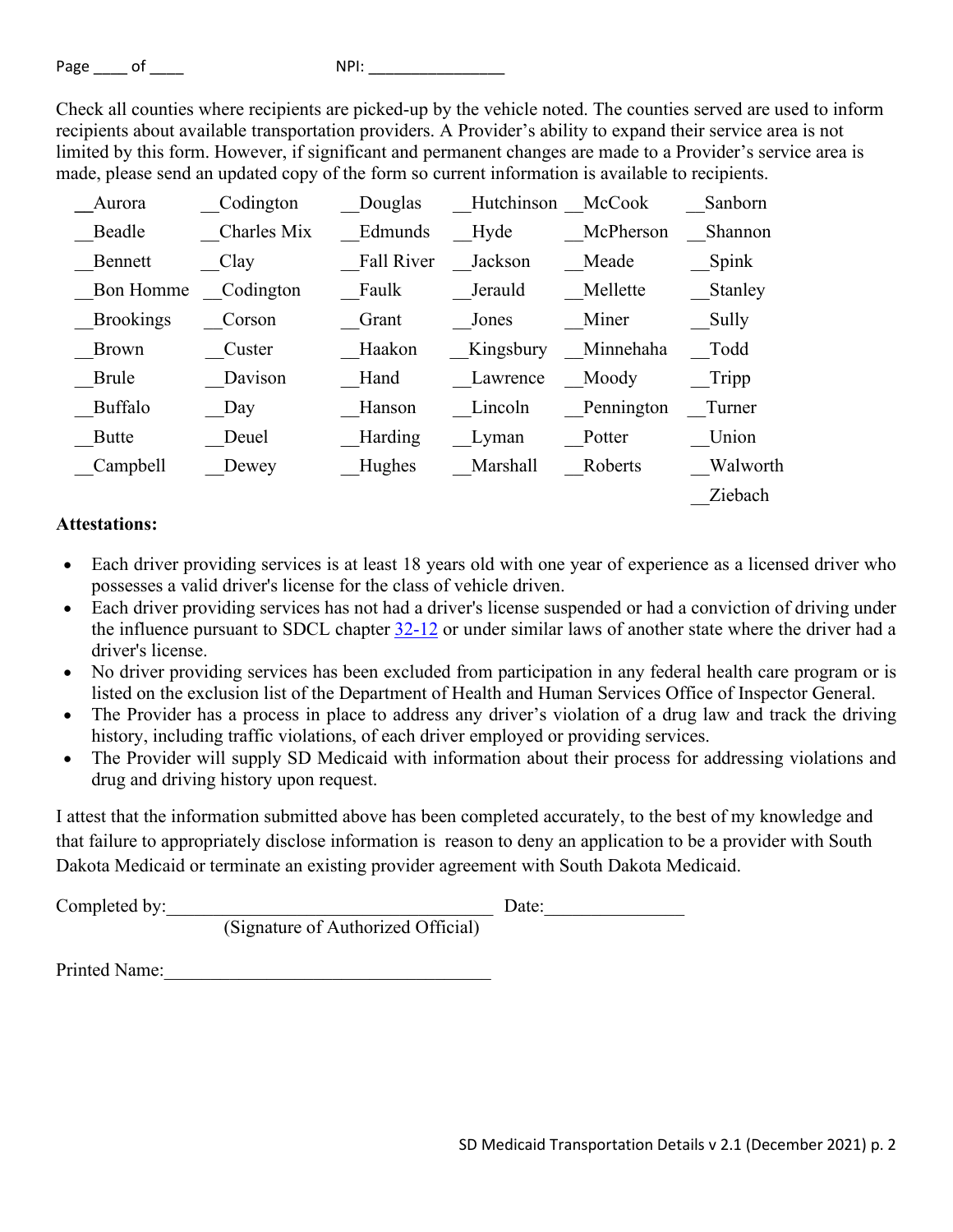Page ____ of ____ NPI: ________________

Check all counties where recipients are picked-up by the vehicle noted. The counties served are used to inform recipients about available transportation providers. A Provider's ability to expand their service area is not limited by this form. However, if significant and permanent changes are made to a Provider's service area is made, please send an updated copy of the form so current information is available to recipients.

| | | | | | |
|---|---|---|---|---|---|
| __Aurora | __Codington | __Douglas | __Hutchinson | __McCook | __Sanborn |
| __Beadle | __Charles Mix | __Edmunds | __Hyde | __McPherson | __Shannon |
| __Bennett | __Clay | __Fall River | __Jackson | __Meade | __Spink |
| __Bon Homme | __Codington | __Faulk | __Jerauld | __Mellette | __Stanley |
| __Brookings | __Corson | __Grant | __Jones | __Miner | __Sully |
| __Brown | __Custer | __Haakon | __Kingsbury | __Minnehaha | __Todd |
| __Brule | __Davison | __Hand | __Lawrence | __Moody | __Tripp |
| __Buffalo | __Day | __Hanson | __Lincoln | __Pennington | __Turner |
| __Butte | __Deuel | __Harding | __Lyman | __Potter | __Union |
| __Campbell | __Dewey | __Hughes | __Marshall | __Roberts | __Walworth |
| | | | | | __Ziebach |

**Attestations:**

- Each driver providing services is at least 18 years old with one year of experience as a licensed driver who possesses a valid driver's license for the class of vehicle driven.
- Each driver providing services has not had a driver's license suspended or had a conviction of driving under the influence pursuant to SDCL chapter 32-12 or under similar laws of another state where the driver had a driver's license.
- No driver providing services has been excluded from participation in any federal health care program or is listed on the exclusion list of the Department of Health and Human Services Office of Inspector General.
- The Provider has a process in place to address any driver's violation of a drug law and track the driving history, including traffic violations, of each driver employed or providing services.
- The Provider will supply SD Medicaid with information about their process for addressing violations and drug and driving history upon request.

I attest that the information submitted above has been completed accurately, to the best of my knowledge and that failure to appropriately disclose information is reason to deny an application to be a provider with South Dakota Medicaid or terminate an existing provider agreement with South Dakota Medicaid.

Completed by:___________________________________ Date:_______________
(Signature of Authorized Official)

Printed Name:___________________________________

SD Medicaid Transportation Details v 2.1 (December 2021)